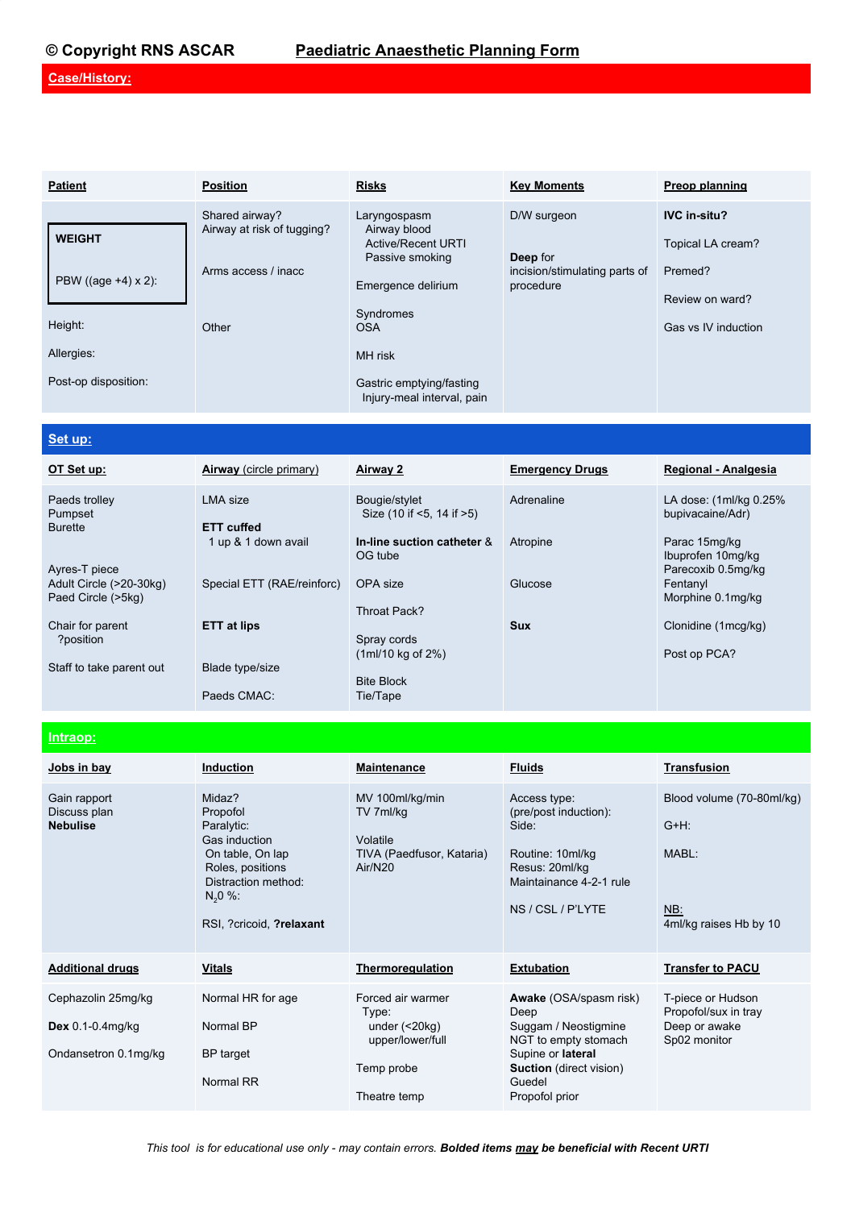# © Copyright RNS ASCAR — Paediatric Anaesthetic Planning Form

## Case/History:

| Patient | Position | Risks | Key Moments | Preop planning |
|---|---|---|---|---|
| **WEIGHT**<br><br>PBW ((age +4) x 2):<br><br>Height:<br><br>Allergies:<br><br>Post-op disposition: | Shared airway?<br>Airway at risk of tugging?<br><br>Arms access / inacc<br><br>Other | Laryngospasm<br>Airway blood<br>Active/Recent URTI<br>Passive smoking<br><br>Emergence delirium<br><br>Syndromes<br>OSA<br><br>MH risk<br><br>Gastric emptying/fasting<br>Injury-meal interval, pain | D/W surgeon<br><br>**Deep** for incision/stimulating parts of procedure | **IVC in-situ?**<br><br>Topical LA cream?<br><br>Premed?<br><br>Review on ward?<br><br>Gas vs IV induction |

## Set up:

| OT Set up: | Airway (circle primary) | Airway 2 | Emergency Drugs | Regional - Analgesia |
|---|---|---|---|---|
| Paeds trolley<br>Pumpset<br>Burette<br><br>Ayres-T piece<br>Adult Circle (>20-30kg)<br>Paed Circle (>5kg)<br><br>Chair for parent<br>?position<br><br>Staff to take parent out | LMA size<br><br>**ETT cuffed**<br>1 up & 1 down avail<br><br>Special ETT (RAE/reinforc)<br><br>**ETT at lips**<br><br>Blade type/size<br><br>Paeds CMAC: | Bougie/stylet<br>Size (10 if <5, 14 if >5)<br><br>**In-line suction catheter** & OG tube<br><br>OPA size<br><br>Throat Pack?<br><br>Spray cords<br>(1ml/10 kg of 2%)<br><br>Bite Block<br>Tie/Tape | Adrenaline<br><br>Atropine<br><br>Glucose<br><br>**Sux** | LA dose: (1ml/kg 0.25% bupivacaine/Adr)<br><br>Parac 15mg/kg<br>Ibuprofen 10mg/kg<br>Parecoxib 0.5mg/kg<br>Fentanyl<br>Morphine 0.1mg/kg<br><br>Clonidine (1mcg/kg)<br><br>Post op PCA? |

## Intraop:

| Jobs in bay | Induction | Maintenance | Fluids | Transfusion |
|---|---|---|---|---|
| Gain rapport<br>Discuss plan<br>**Nebulise** | Midaz?<br>Propofol<br>Paralytic:<br>Gas induction<br>On table, On lap<br>Roles, positions<br>Distraction method:<br>$N_2O$ %:<br><br>RSI, ?cricoid, **?relaxant** | MV 100ml/kg/min<br>TV 7ml/kg<br><br>Volatile<br>TIVA (Paedfusor, Kataria)<br>Air/N20 | Access type:<br>(pre/post induction):<br>Side:<br><br>Routine: 10ml/kg<br>Resus: 20ml/kg<br>Maintainance 4-2-1 rule<br><br>NS / CSL / P'LYTE | Blood volume (70-80ml/kg)<br><br>G+H:<br><br>MABL:<br><br>NB:<br>4ml/kg raises Hb by 10 |

| Additional drugs | Vitals | Thermoregulation | Extubation | Transfer to PACU |
|---|---|---|---|---|
| Cephazolin 25mg/kg<br><br>**Dex** 0.1-0.4mg/kg<br><br>Ondansetron 0.1mg/kg | Normal HR for age<br><br>Normal BP<br><br>BP target<br><br>Normal RR | Forced air warmer<br>Type:<br>under (<20kg)<br>upper/lower/full<br><br>Temp probe<br><br>Theatre temp | **Awake** (OSA/spasm risk)<br>Deep<br>Suggam / Neostigmine<br>NGT to empty stomach<br>Supine or **lateral**<br>**Suction** (direct vision)<br>Guedel<br>Propofol prior | T-piece or Hudson<br>Propofol/sux in tray<br>Deep or awake<br>Sp02 monitor |

*This tool is for educational use only - may contain errors.* ***Bolded items may be beneficial with Recent URTI***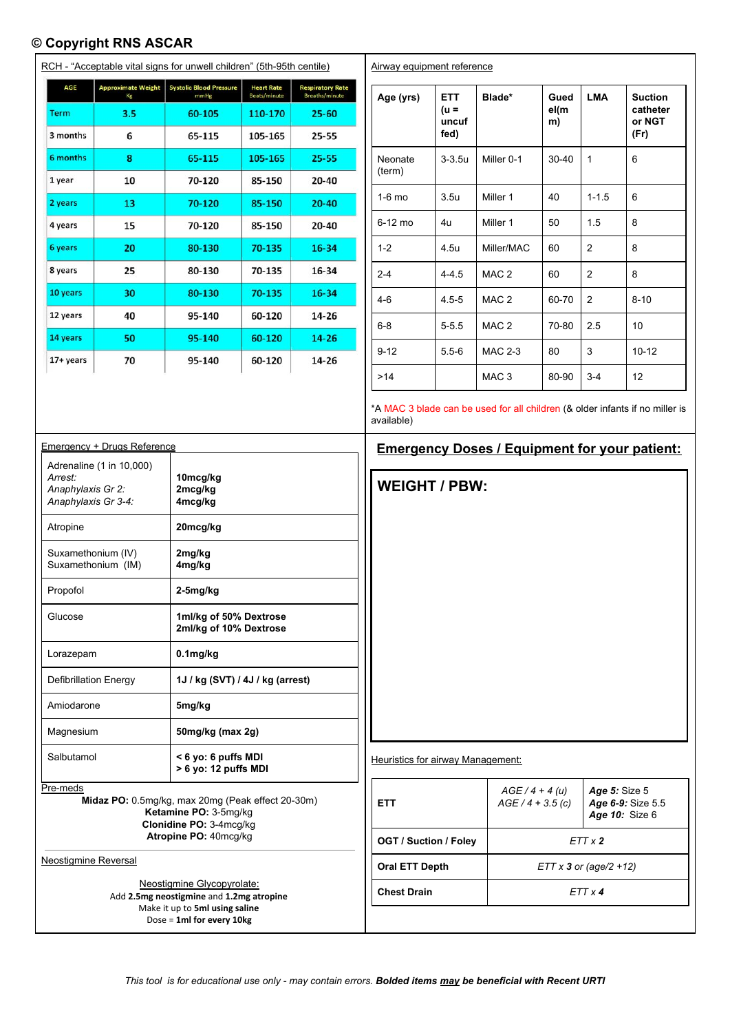## © Copyright RNS ASCAR

RCH - "Acceptable vital signs for unwell children" (5th-95th centile)

| AGE | Approximate Weight Kg | Systolic Blood Pressure mmHg | Heart Rate Beats/minute | Respiratory Rate Breaths/minute |
|---|---|---|---|---|
| Term | 3.5 | 60-105 | 110-170 | 25-60 |
| 3 months | 6 | 65-115 | 105-165 | 25-55 |
| 6 months | 8 | 65-115 | 105-165 | 25-55 |
| 1 year | 10 | 70-120 | 85-150 | 20-40 |
| 2 years | 13 | 70-120 | 85-150 | 20-40 |
| 4 years | 15 | 70-120 | 85-150 | 20-40 |
| 6 years | 20 | 80-130 | 70-135 | 16-34 |
| 8 years | 25 | 80-130 | 70-135 | 16-34 |
| 10 years | 30 | 80-130 | 70-135 | 16-34 |
| 12 years | 40 | 95-140 | 60-120 | 14-26 |
| 14 years | 50 | 95-140 | 60-120 | 14-26 |
| 17+ years | 70 | 95-140 | 60-120 | 14-26 |

Airway equipment reference

| Age (yrs) | ETT (u = uncuf fed) | Blade* | Gued el(mm) | LMA | Suction catheter or NGT (Fr) |
|---|---|---|---|---|---|
| Neonate (term) | 3-3.5u | Miller 0-1 | 30-40 | 1 | 6 |
| 1-6 mo | 3.5u | Miller 1 | 40 | 1-1.5 | 6 |
| 6-12 mo | 4u | Miller 1 | 50 | 1.5 | 8 |
| 1-2 | 4.5u | Miller/MAC | 60 | 2 | 8 |
| 2-4 | 4-4.5 | MAC 2 | 60 | 2 | 8 |
| 4-6 | 4.5-5 | MAC 2 | 60-70 | 2 | 8-10 |
| 6-8 | 5-5.5 | MAC 2 | 70-80 | 2.5 | 10 |
| 9-12 | 5.5-6 | MAC 2-3 | 80 | 3 | 10-12 |
| >14 | | MAC 3 | 80-90 | 3-4 | 12 |

*A MAC 3 blade can be used for all children (& older infants if no miller is available)

Emergency + Drugs Reference

| | |
|---|---|
| Adrenaline (1 in 10,000)<br>*Arrest:*<br>*Anaphylaxis Gr 2:*<br>*Anaphylaxis Gr 3-4:* | <br>**10mcg/kg**<br>**2mcg/kg**<br>**4mcg/kg** |
| Atropine | **20mcg/kg** |
| Suxamethonium (IV)<br>Suxamethonium (IM) | **2mg/kg**<br>**4mg/kg** |
| Propofol | **2-5mg/kg** |
| Glucose | **1ml/kg of 50% Dextrose**<br>**2ml/kg of 10% Dextrose** |
| Lorazepam | **0.1mg/kg** |
| Defibrillation Energy | **1J / kg (SVT) / 4J / kg (arrest)** |
| Amiodarone | **5mg/kg** |
| Magnesium | **50mg/kg (max 2g)** |
| Salbutamol | **< 6 yo: 6 puffs MDI**<br>**> 6 yo: 12 puffs MDI** |

Pre-meds

**Midaz PO:** 0.5mg/kg, max 20mg (Peak effect 20-30m)
**Ketamine PO:** 3-5mg/kg
**Clonidine PO:** 3-4mcg/kg
**Atropine PO:** 40mcg/kg

Neostigmine Reversal

Neostigmine Glycopyrrolate:
Add **2.5mg neostigmine** and **1.2mg atropine**
Make it up to **5ml using saline**
Dose = **1ml for every 10kg**

## Emergency Doses / Equipment for your patient:

**WEIGHT / PBW:**

Heuristics for airway Management:

| | | |
|---|---|---|
| **ETT** | *AGE / 4 + 4 (u)*<br>*AGE / 4 + 3.5 (c)* | ***Age 5:*** Size 5<br>***Age 6-9:*** Size 5.5<br>***Age 10:*** Size 6 |
| **OGT / Suction / Foley** | *ETT x **2*** | |
| **Oral ETT Depth** | *ETT x 3 or (age/2 +12)* | |
| **Chest Drain** | *ETT x **4*** | |

*This tool is for educational use only - may contain errors.* ***Bolded items <u>may</u> be beneficial with Recent URTI***